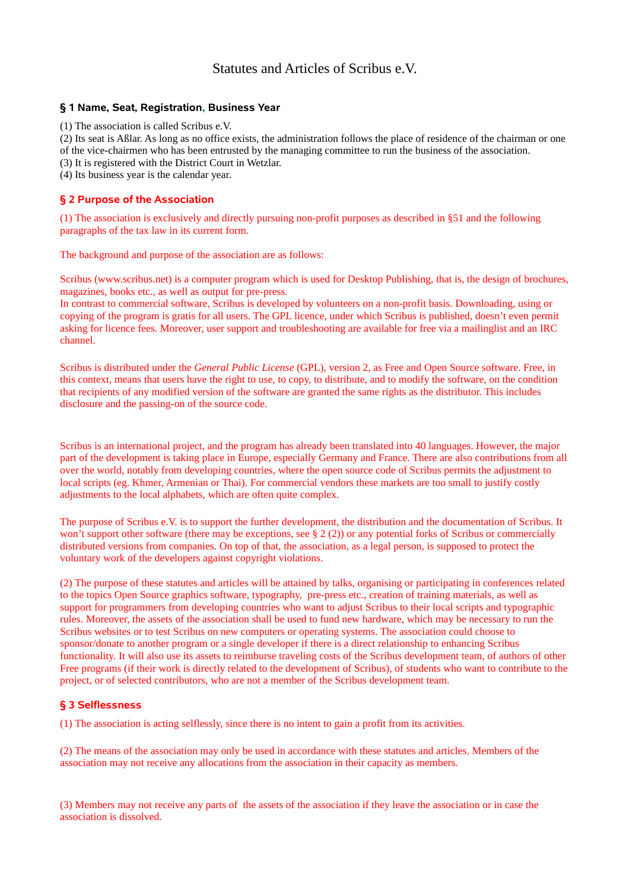# Statutes and Articles of Scribus e.V.

## § 1 Name, Seat, Registration, Business Year

(1) The association is called Scribus e.V.
(2) Its seat is Aßlar. As long as no office exists, the administration follows the place of residence of the chairman or one of the vice-chairmen who has been entrusted by the managing committee to run the business of the association.
(3) It is registered with the District Court in Wetzlar.
(4) Its business year is the calendar year.

## § 2 Purpose of the Association

(1) The association is exclusively and directly pursuing non-profit purposes as described in §51 and the following paragraphs of the tax law in its current form.

The background and purpose of the association are as follows:

Scribus (www.scribus.net) is a computer program which is used for Desktop Publishing, that is, the design of brochures, magazines, books etc., as well as output for pre-press.
In contrast to commercial software, Scribus is developed by volunteers on a non-profit basis. Downloading, using or copying of the program is gratis for all users. The GPL licence, under which Scribus is published, doesn't even permit asking for licence fees. Moreover, user support and troubleshooting are available for free via a mailinglist and an IRC channel.

Scribus is distributed under the *General Public License* (GPL), version 2, as Free and Open Source software. Free, in this context, means that users have the right to use, to copy, to distribute, and to modify the software, on the condition that recipients of any modified version of the software are granted the same rights as the distributor. This includes disclosure and the passing-on of the source code.

Scribus is an international project, and the program has already been translated into 40 languages. However, the major part of the development is taking place in Europe, especially Germany and France. There are also contributions from all over the world, notably from developing countries, where the open source code of Scribus permits the adjustment to local scripts (eg. Khmer, Armenian or Thai). For commercial vendors these markets are too small to justify costly adjustments to the local alphabets, which are often quite complex.

The purpose of Scribus e.V. is to support the further development, the distribution and the documentation of Scribus. It won't support other software (there may be exceptions, see § 2 (2)) or any potential forks of Scribus or commercially distributed versions from companies. On top of that, the association, as a legal person, is supposed to protect the voluntary work of the developers against copyright violations.

(2) The purpose of these statutes and articles will be attained by talks, organising or participating in conferences related to the topics Open Source graphics software, typography, pre-press etc., creation of training materials, as well as support for programmers from developing countries who want to adjust Scribus to their local scripts and typographic rules. Moreover, the assets of the association shall be used to fund new hardware, which may be necessary to run the Scribus websites or to test Scribus on new computers or operating systems. The association could choose to sponsor/donate to another program or a single developer if there is a direct relationship to enhancing Scribus functionality. It will also use its assets to reimburse traveling costs of the Scribus development team, of authors of other Free programs (if their work is directly related to the development of Scribus), of students who want to contribute to the project, or of selected contributors, who are not a member of the Scribus development team.

## § 3 Selflessness

(1) The association is acting selflessly, since there is no intent to gain a profit from its activities.

(2) The means of the association may only be used in accordance with these statutes and articles. Members of the association may not receive any allocations from the association in their capacity as members.

(3) Members may not receive any parts of the assets of the association if they leave the association or in case the association is dissolved.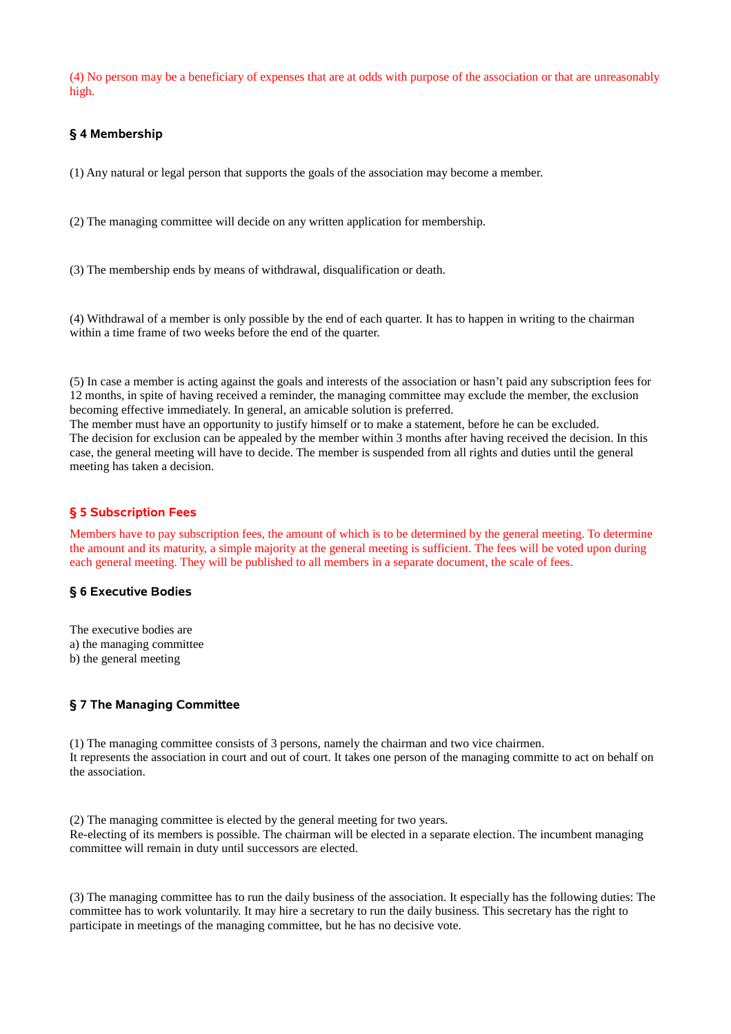(4) No person may be a beneficiary of expenses that are at odds with purpose of the association or that are unreasonably high.

## § 4 Membership

(1) Any natural or legal person that supports the goals of the association may become a member.

(2) The managing committee will decide on any written application for membership.

(3) The membership ends by means of withdrawal, disqualification or death.

(4) Withdrawal of a member is only possible by the end of each quarter. It has to happen in writing to the chairman within a time frame of two weeks before the end of the quarter.

(5) In case a member is acting against the goals and interests of the association or hasn't paid any subscription fees for 12 months, in spite of having received a reminder, the managing committee may exclude the member, the exclusion becoming effective immediately. In general, an amicable solution is preferred.
The member must have an opportunity to justify himself or to make a statement, before he can be excluded.
The decision for exclusion can be appealed by the member within 3 months after having received the decision. In this case, the general meeting will have to decide. The member is suspended from all rights and duties until the general meeting has taken a decision.

## § 5 Subscription Fees

Members have to pay subscription fees, the amount of which is to be determined by the general meeting. To determine the amount and its maturity, a simple majority at the general meeting is sufficient. The fees will be voted upon during each general meeting. They will be published to all members in a separate document, the scale of fees.

## § 6 Executive Bodies

The executive bodies are
a) the managing committee
b) the general meeting

## § 7 The Managing Committee

(1) The managing committee consists of 3 persons, namely the chairman and two vice chairmen.
It represents the association in court and out of court. It takes one person of the managing committe to act on behalf on the association.

(2) The managing committee is elected by the general meeting for two years.
Re-electing of its members is possible. The chairman will be elected in a separate election. The incumbent managing committee will remain in duty until successors are elected.

(3) The managing committee has to run the daily business of the association. It especially has the following duties: The committee has to work voluntarily. It may hire a secretary to run the daily business. This secretary has the right to participate in meetings of the managing committee, but he has no decisive vote.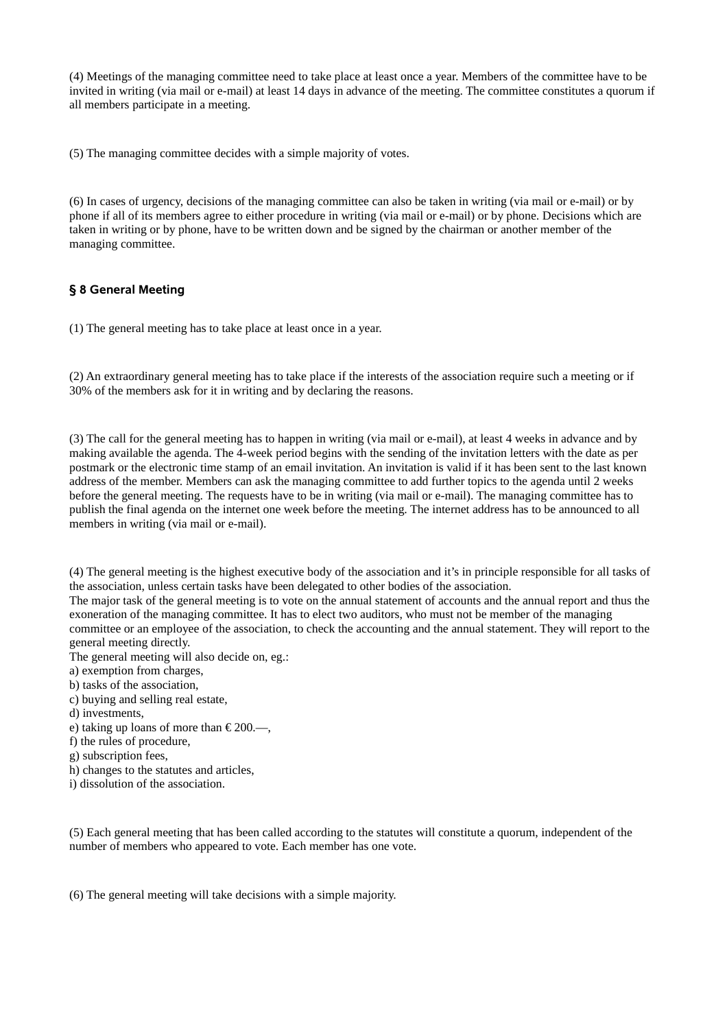(4) Meetings of the managing committee need to take place at least once a year. Members of the committee have to be invited in writing (via mail or e-mail) at least 14 days in advance of the meeting. The committee constitutes a quorum if all members participate in a meeting.

(5) The managing committee decides with a simple majority of votes.

(6) In cases of urgency, decisions of the managing committee can also be taken in writing (via mail or e-mail) or by phone if all of its members agree to either procedure in writing (via mail or e-mail) or by phone. Decisions which are taken in writing or by phone, have to be written down and be signed by the chairman or another member of the managing committee.

### § 8 General Meeting

(1) The general meeting has to take place at least once in a year.

(2) An extraordinary general meeting has to take place if the interests of the association require such a meeting or if 30% of the members ask for it in writing and by declaring the reasons.

(3) The call for the general meeting has to happen in writing (via mail or e-mail), at least 4 weeks in advance and by making available the agenda. The 4-week period begins with the sending of the invitation letters with the date as per postmark or the electronic time stamp of an email invitation. An invitation is valid if it has been sent to the last known address of the member. Members can ask the managing committee to add further topics to the agenda until 2 weeks before the general meeting. The requests have to be in writing (via mail or e-mail). The managing committee has to publish the final agenda on the internet one week before the meeting. The internet address has to be announced to all members in writing (via mail or e-mail).

(4) The general meeting is the highest executive body of the association and it's in principle responsible for all tasks of the association, unless certain tasks have been delegated to other bodies of the association.
The major task of the general meeting is to vote on the annual statement of accounts and the annual report and thus the exoneration of the managing committee. It has to elect two auditors, who must not be member of the managing committee or an employee of the association, to check the accounting and the annual statement. They will report to the general meeting directly.
The general meeting will also decide on, eg.:
a) exemption from charges,
b) tasks of the association,
c) buying and selling real estate,
d) investments,
e) taking up loans of more than € 200.—,
f) the rules of procedure,
g) subscription fees,
h) changes to the statutes and articles,
i) dissolution of the association.

(5) Each general meeting that has been called according to the statutes will constitute a quorum, independent of the number of members who appeared to vote. Each member has one vote.

(6) The general meeting will take decisions with a simple majority.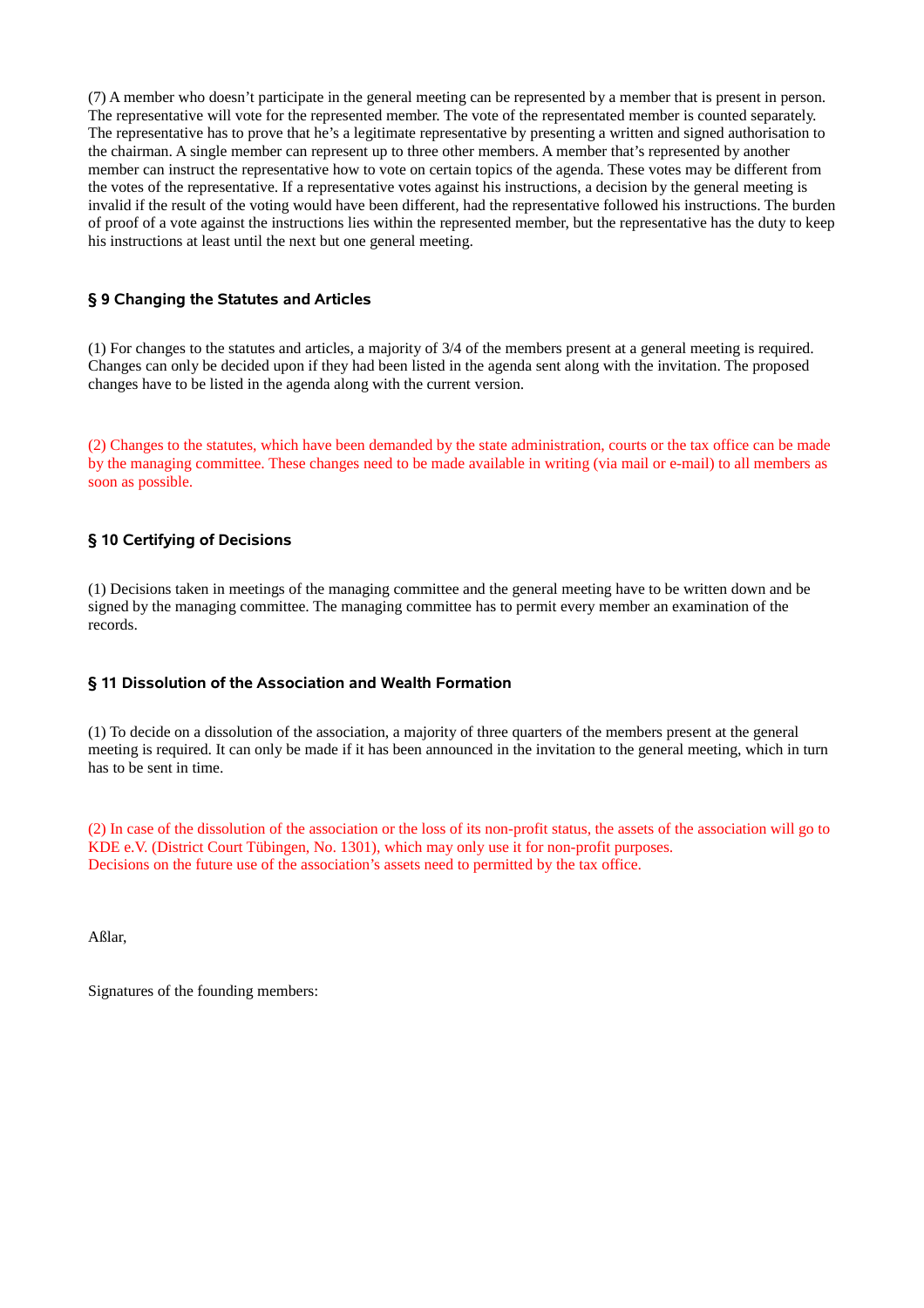(7) A member who doesn't participate in the general meeting can be represented by a member that is present in person. The representative will vote for the represented member. The vote of the representated member is counted separately. The representative has to prove that he's a legitimate representative by presenting a written and signed authorisation to the chairman. A single member can represent up to three other members. A member that's represented by another member can instruct the representative how to vote on certain topics of the agenda. These votes may be different from the votes of the representative. If a representative votes against his instructions, a decision by the general meeting is invalid if the result of the voting would have been different, had the representative followed his instructions. The burden of proof of a vote against the instructions lies within the represented member, but the representative has the duty to keep his instructions at least until the next but one general meeting.

### § 9 Changing the Statutes and Articles

(1) For changes to the statutes and articles, a majority of 3/4 of the members present at a general meeting is required. Changes can only be decided upon if they had been listed in the agenda sent along with the invitation. The proposed changes have to be listed in the agenda along with the current version.

(2) Changes to the statutes, which have been demanded by the state administration, courts or the tax office can be made by the managing committee. These changes need to be made available in writing (via mail or e-mail) to all members as soon as possible.

### § 10 Certifying of Decisions

(1) Decisions taken in meetings of the managing committee and the general meeting have to be written down and be signed by the managing committee. The managing committee has to permit every member an examination of the records.

### § 11 Dissolution of the Association and Wealth Formation

(1) To decide on a dissolution of the association, a majority of three quarters of the members present at the general meeting is required. It can only be made if it has been announced in the invitation to the general meeting, which in turn has to be sent in time.

(2) In case of the dissolution of the association or the loss of its non-profit status, the assets of the association will go to KDE e.V. (District Court Tübingen, No. 1301), which may only use it for non-profit purposes.
Decisions on the future use of the association's assets need to permitted by the tax office.

Aßlar,

Signatures of the founding members: